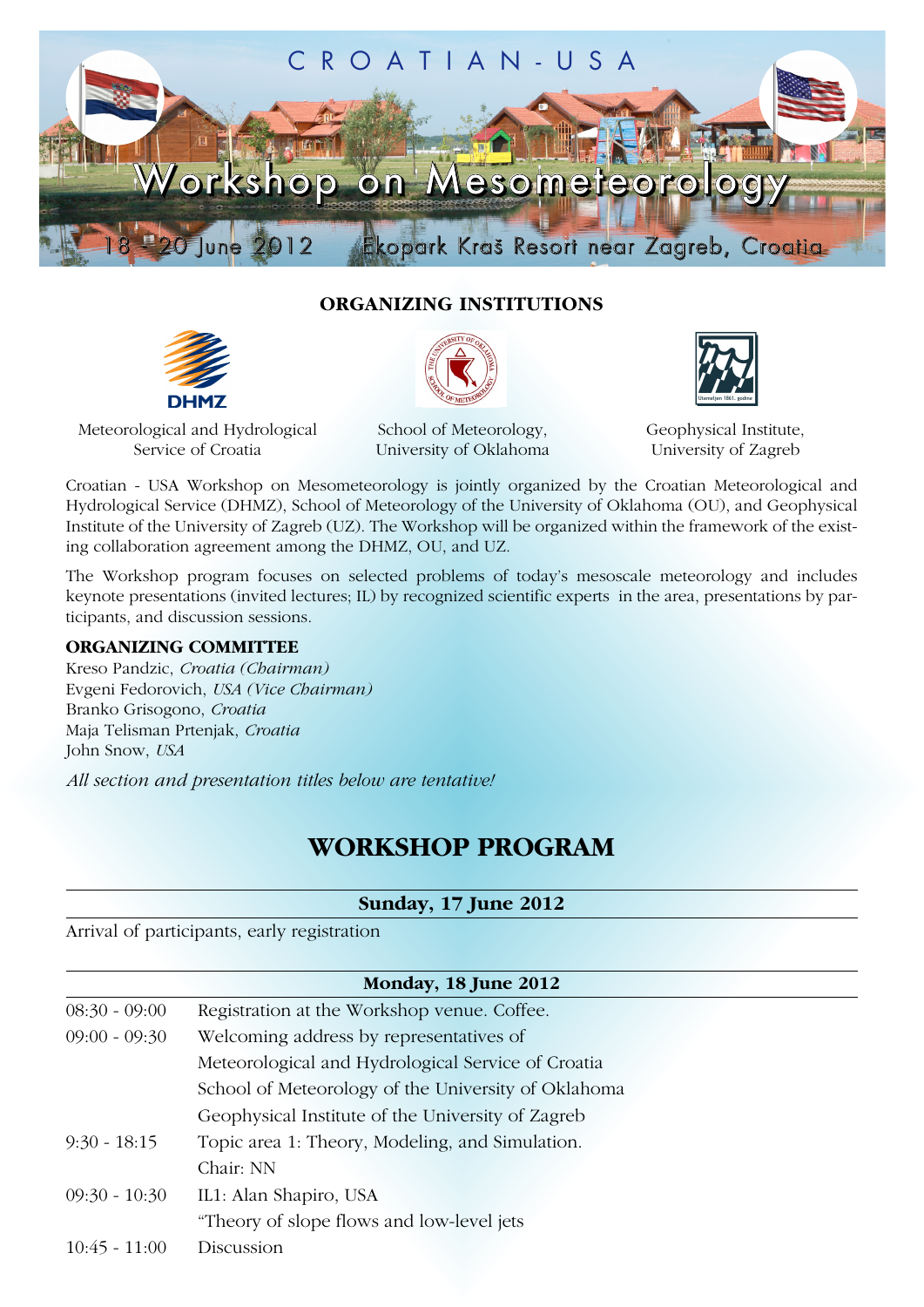# CROATIAN-USA

# Workshop on Mesometeorology

18 - 20 June 2012 Ekopark Kraš Resort near Zagreb, Croatia

**ORGANIZING INSTITUTIONS**

DHMZ

Meteorological and Hydrological Service of Croatia

School of Meteorology, University of Oklahoma

Geophysical Institute, University of Zagreb

Croatian - USA Workshop on Mesometeorology is jointly organized by the Croatian Meteorological and Hydrological Service (DHMZ), School of Meteorology of the University of Oklahoma (OU), and Geophysical Institute of the University of Zagreb (UZ). The Workshop will be organized within the framework of the existing collaboration agreement among the DHMZ, OU, and UZ.

The Workshop program focuses on selected problems of today's mesoscale meteorology and includes keynote presentations (invited lectures; IL) by recognized scientific experts in the area, presentations by participants, and discussion sessions.

**ORGANIZING COMMITTEE**

Kreso Pandzic, *Croatia (Chairman)*
Evgeni Fedorovich, *USA (Vice Chairman)*
Branko Grisogono, *Croatia*
Maja Telisman Prtenjak, *Croatia*
John Snow, *USA*

*All section and presentation titles below are tentative!*

## WORKSHOP PROGRAM

### Sunday, 17 June 2012

Arrival of participants, early registration

### Monday, 18 June 2012

| | |
|---|---|
| 08:30 - 09:00 | Registration at the Workshop venue. Coffee. |
| 09:00 - 09:30 | Welcoming address by representatives of<br>Meteorological and Hydrological Service of Croatia<br>School of Meteorology of the University of Oklahoma<br>Geophysical Institute of the University of Zagreb |
| 9:30 - 18:15 | Topic area 1: Theory, Modeling, and Simulation.<br>Chair: NN |
| 09:30 - 10:30 | IL1: Alan Shapiro, USA<br>"Theory of slope flows and low-level jets |
| 10:45 - 11:00 | Discussion |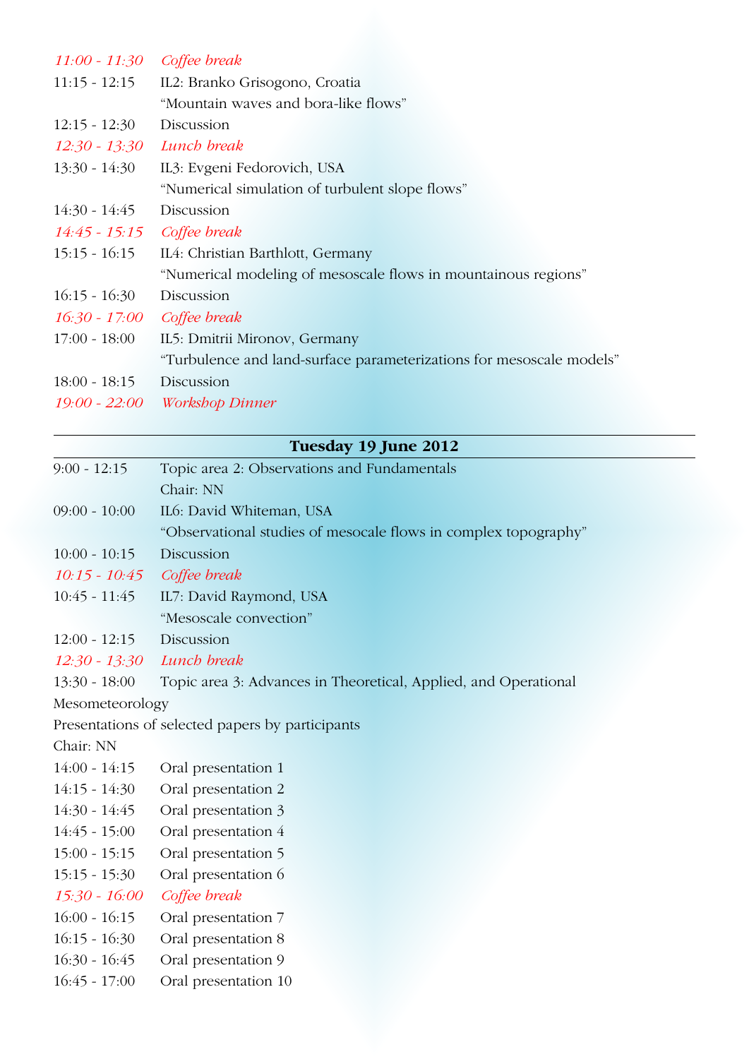*11:00 - 11:30* *Coffee break*

11:15 - 12:15 IL2: Branko Grisogono, Croatia
"Mountain waves and bora-like flows"

12:15 - 12:30 Discussion

*12:30 - 13:30* *Lunch break*

13:30 - 14:30 IL3: Evgeni Fedorovich, USA
"Numerical simulation of turbulent slope flows"

14:30 - 14:45 Discussion

*14:45 - 15:15* *Coffee break*

15:15 - 16:15 IL4: Christian Barthlott, Germany
"Numerical modeling of mesoscale flows in mountainous regions"

16:15 - 16:30 Discussion

*16:30 - 17:00* *Coffee break*

17:00 - 18:00 IL5: Dmitrii Mironov, Germany
"Turbulence and land-surface parameterizations for mesoscale models"

18:00 - 18:15 Discussion

*19:00 - 22:00* *Workshop Dinner*

---

## Tuesday 19 June 2012

9:00 - 12:15 Topic area 2: Observations and Fundamentals
Chair: NN

09:00 - 10:00 IL6: David Whiteman, USA
"Observational studies of mesocale flows in complex topography"

10:00 - 10:15 Discussion

*10:15 - 10:45* *Coffee break*

10:45 - 11:45 IL7: David Raymond, USA
"Mesoscale convection"

12:00 - 12:15 Discussion

*12:30 - 13:30* *Lunch break*

13:30 - 18:00 Topic area 3: Advances in Theoretical, Applied, and Operational Mesometeorology
Presentations of selected papers by participants
Chair: NN

14:00 - 14:15 Oral presentation 1

14:15 - 14:30 Oral presentation 2

14:30 - 14:45 Oral presentation 3

14:45 - 15:00 Oral presentation 4

15:00 - 15:15 Oral presentation 5

15:15 - 15:30 Oral presentation 6

*15:30 - 16:00* *Coffee break*

16:00 - 16:15 Oral presentation 7

16:15 - 16:30 Oral presentation 8

16:30 - 16:45 Oral presentation 9

16:45 - 17:00 Oral presentation 10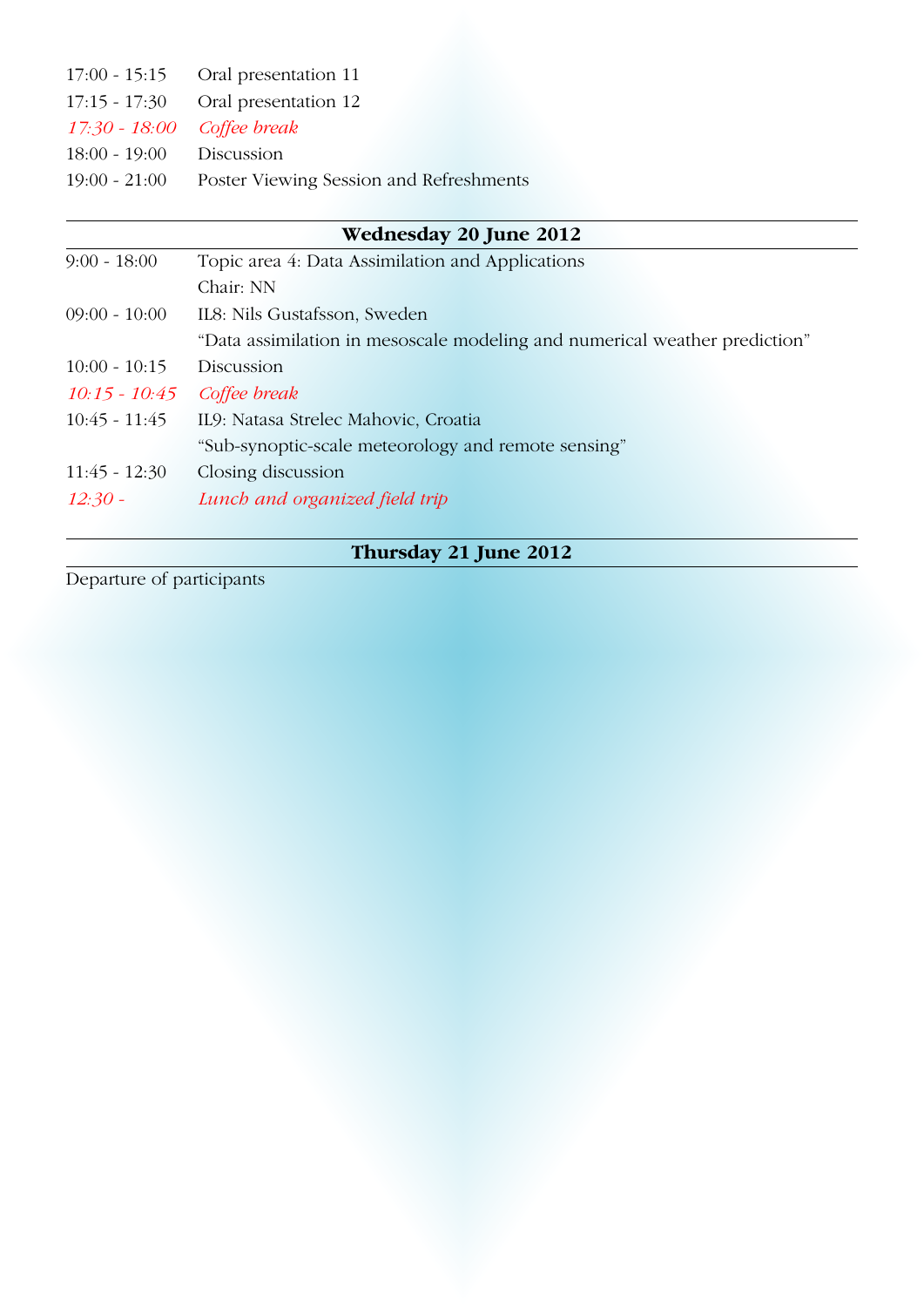| | |
|---|---|
| 17:00 - 15:15 | Oral presentation 11 |
| 17:15 - 17:30 | Oral presentation 12 |
| *17:30 - 18:00* | *Coffee break* |
| 18:00 - 19:00 | Discussion |
| 19:00 - 21:00 | Poster Viewing Session and Refreshments |

## Wednesday 20 June 2012

| | |
|---|---|
| 9:00 - 18:00 | Topic area 4: Data Assimilation and Applications |
| | Chair: NN |
| 09:00 - 10:00 | IL8: Nils Gustafsson, Sweden |
| | "Data assimilation in mesoscale modeling and numerical weather prediction" |
| 10:00 - 10:15 | Discussion |
| *10:15 - 10:45* | *Coffee break* |
| 10:45 - 11:45 | IL9: Natasa Strelec Mahovic, Croatia |
| | "Sub-synoptic-scale meteorology and remote sensing" |
| 11:45 - 12:30 | Closing discussion |
| *12:30 -* | *Lunch and organized field trip* |

## Thursday 21 June 2012

Departure of participants